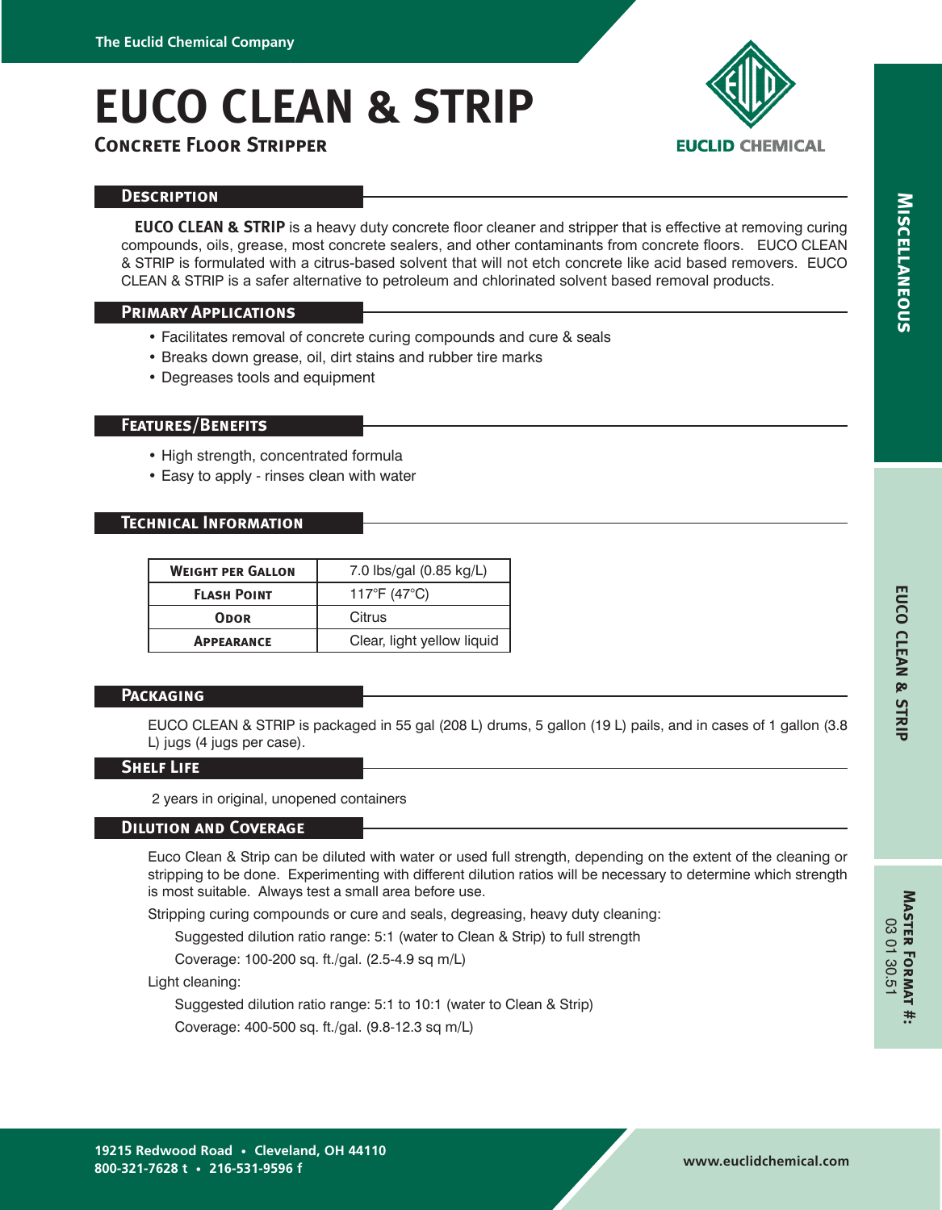# EUCO CLEAN & STRIP

## Concrete Floor Stripper

### Description

**EUCO CLEAN & STRIP** is a heavy duty concrete floor cleaner and stripper that is effective at removing curing compounds, oils, grease, most concrete sealers, and other contaminants from concrete floors. EUCO CLEAN & STRIP is formulated with a citrus-based solvent that will not etch concrete like acid based removers. EUCO CLEAN & STRIP is a safer alternative to petroleum and chlorinated solvent based removal products.

### Primary Applications

- Facilitates removal of concrete curing compounds and cure & seals
- Breaks down grease, oil, dirt stains and rubber tire marks
- Degreases tools and equipment

### Features/Benefits

- High strength, concentrated formula
- Easy to apply - rinses clean with water

### Technical Information

| | |
|---|---|
| **Weight per Gallon** | 7.0 lbs/gal (0.85 kg/L) |
| **Flash Point** | 117°F (47°C) |
| **Odor** | Citrus |
| **Appearance** | Clear, light yellow liquid |

### Packaging

EUCO CLEAN & STRIP is packaged in 55 gal (208 L) drums, 5 gallon (19 L) pails, and in cases of 1 gallon (3.8 L) jugs (4 jugs per case).

### Shelf Life

2 years in original, unopened containers

### Dilution and Coverage

Euco Clean & Strip can be diluted with water or used full strength, depending on the extent of the cleaning or stripping to be done. Experimenting with different dilution ratios will be necessary to determine which strength is most suitable. Always test a small area before use.

Stripping curing compounds or cure and seals, degreasing, heavy duty cleaning:

Suggested dilution ratio range: 5:1 (water to Clean & Strip) to full strength

Coverage: 100-200 sq. ft./gal. (2.5-4.9 sq m/L)

Light cleaning:

Suggested dilution ratio range: 5:1 to 10:1 (water to Clean & Strip)

Coverage: 400-500 sq. ft./gal. (9.8-12.3 sq m/L)

**Master Format #:** 03 01 30.51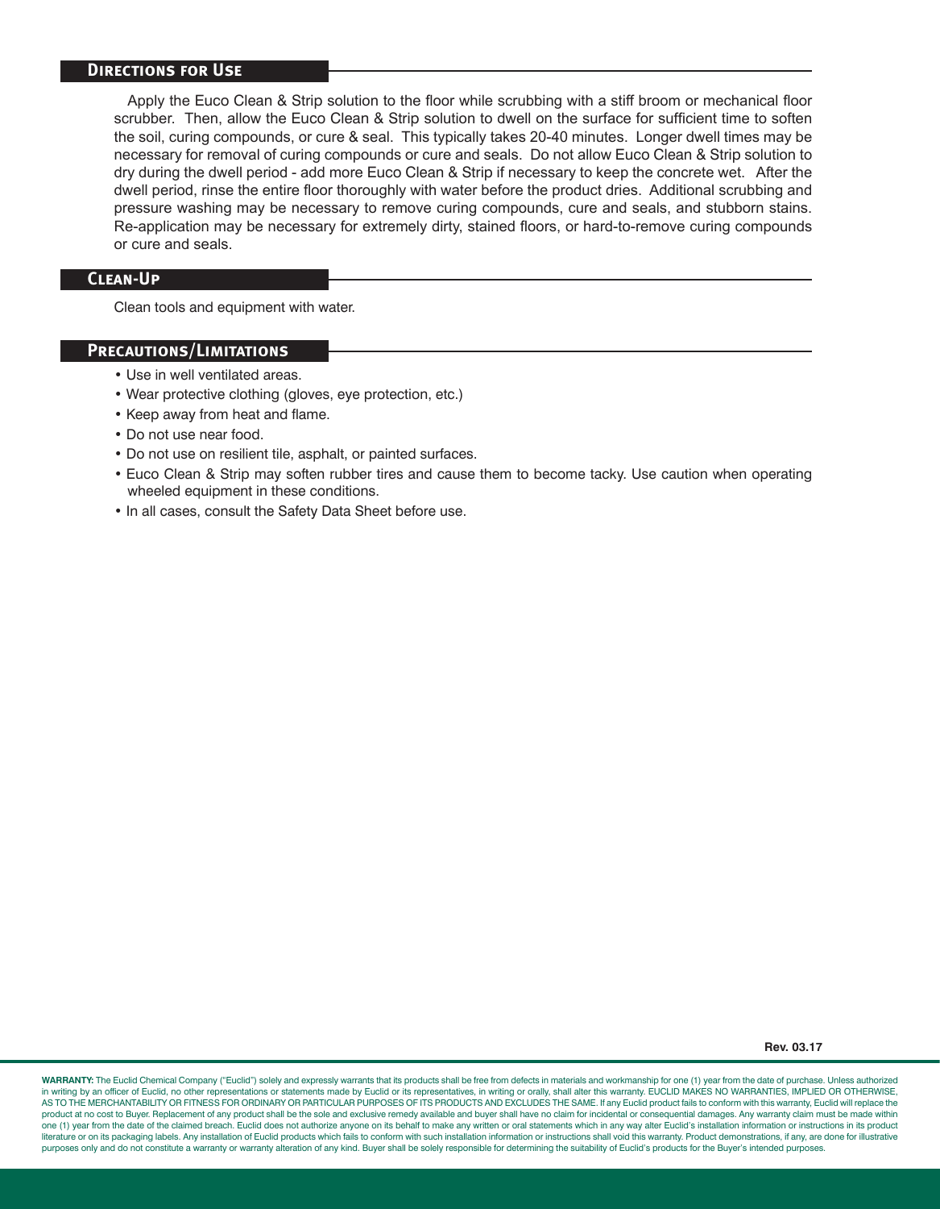## Directions for Use

Apply the Euco Clean & Strip solution to the floor while scrubbing with a stiff broom or mechanical floor scrubber. Then, allow the Euco Clean & Strip solution to dwell on the surface for sufficient time to soften the soil, curing compounds, or cure & seal. This typically takes 20-40 minutes. Longer dwell times may be necessary for removal of curing compounds or cure and seals. Do not allow Euco Clean & Strip solution to dry during the dwell period - add more Euco Clean & Strip if necessary to keep the concrete wet. After the dwell period, rinse the entire floor thoroughly with water before the product dries. Additional scrubbing and pressure washing may be necessary to remove curing compounds, cure and seals, and stubborn stains. Re-application may be necessary for extremely dirty, stained floors, or hard-to-remove curing compounds or cure and seals.

## Clean-Up

Clean tools and equipment with water.

## Precautions/Limitations

- Use in well ventilated areas.
- Wear protective clothing (gloves, eye protection, etc.)
- Keep away from heat and flame.
- Do not use near food.
- Do not use on resilient tile, asphalt, or painted surfaces.
- Euco Clean & Strip may soften rubber tires and cause them to become tacky. Use caution when operating wheeled equipment in these conditions.
- In all cases, consult the Safety Data Sheet before use.

**Rev. 03.17**

**WARRANTY:** The Euclid Chemical Company ("Euclid") solely and expressly warrants that its products shall be free from defects in materials and workmanship for one (1) year from the date of purchase. Unless authorized in writing by an officer of Euclid, no other representations or statements made by Euclid or its representatives, in writing or orally, shall alter this warranty. EUCLID MAKES NO WARRANTIES, IMPLIED OR OTHERWISE, AS TO THE MERCHANTABILITY OR FITNESS FOR ORDINARY OR PARTICULAR PURPOSES OF ITS PRODUCTS AND EXCLUDES THE SAME. If any Euclid product fails to conform with this warranty, Euclid will replace the product at no cost to Buyer. Replacement of any product shall be the sole and exclusive remedy available and buyer shall have no claim for incidental or consequential damages. Any warranty claim must be made within one (1) year from the date of the claimed breach. Euclid does not authorize anyone on its behalf to make any written or oral statements which in any way alter Euclid's installation information or instructions in its product literature or on its packaging labels. Any installation of Euclid products which fails to conform with such installation information or instructions shall void this warranty. Product demonstrations, if any, are done for illustrative purposes only and do not constitute a warranty or warranty alteration of any kind. Buyer shall be solely responsible for determining the suitability of Euclid's products for the Buyer's intended purposes.